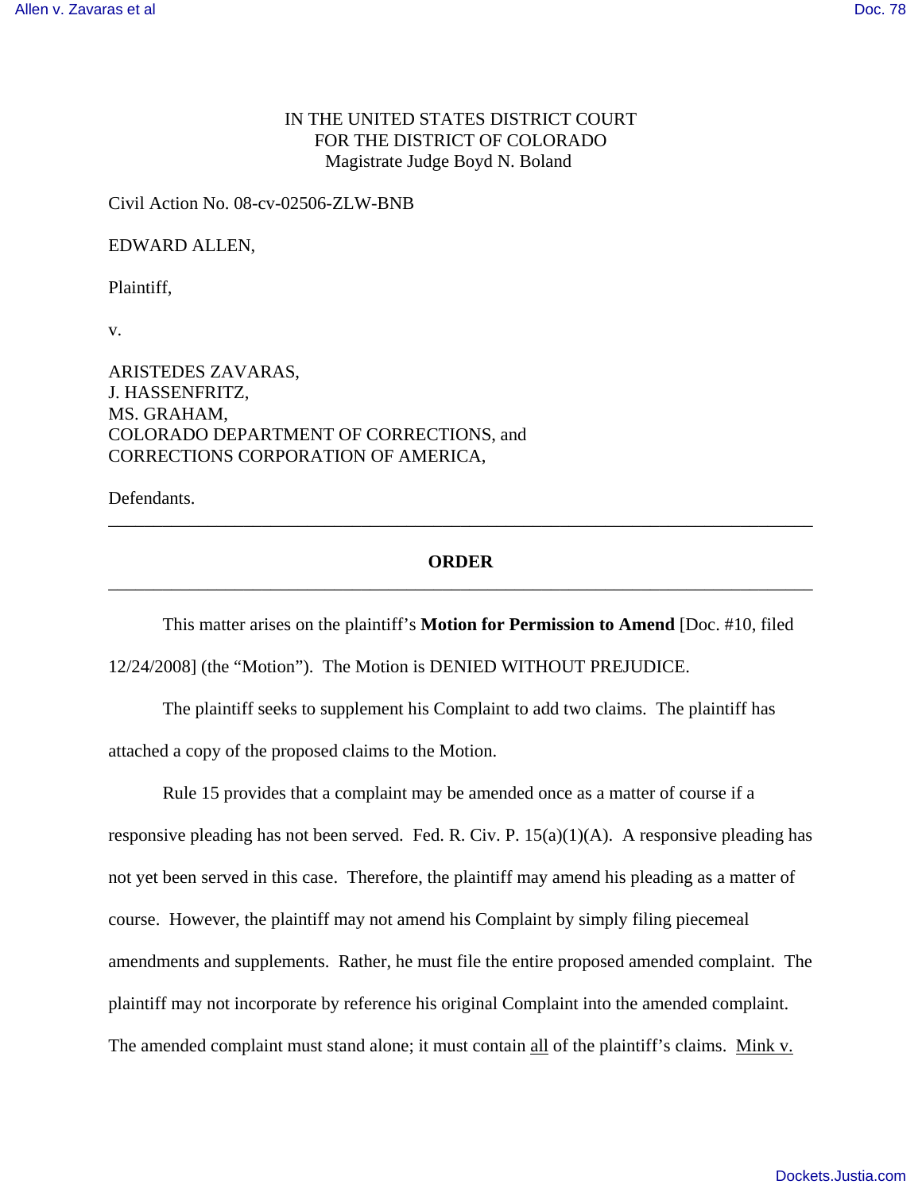IN THE UNITED STATES DISTRICT COURT
FOR THE DISTRICT OF COLORADO
Magistrate Judge Boyd N. Boland

Civil Action No. 08-cv-02506-ZLW-BNB

EDWARD ALLEN,

Plaintiff,

v.

ARISTEDES ZAVARAS,
J. HASSENFRITZ,
MS. GRAHAM,
COLORADO DEPARTMENT OF CORRECTIONS, and
CORRECTIONS CORPORATION OF AMERICA,

Defendants.

---

**ORDER**

---

This matter arises on the plaintiff's **Motion for Permission to Amend** [Doc. #10, filed 12/24/2008] (the "Motion"). The Motion is DENIED WITHOUT PREJUDICE.

The plaintiff seeks to supplement his Complaint to add two claims. The plaintiff has attached a copy of the proposed claims to the Motion.

Rule 15 provides that a complaint may be amended once as a matter of course if a responsive pleading has not been served. Fed. R. Civ. P. 15(a)(1)(A). A responsive pleading has not yet been served in this case. Therefore, the plaintiff may amend his pleading as a matter of course. However, the plaintiff may not amend his Complaint by simply filing piecemeal amendments and supplements. Rather, he must file the entire proposed amended complaint. The plaintiff may not incorporate by reference his original Complaint into the amended complaint. The amended complaint must stand alone; it must contain all of the plaintiff's claims. Mink v.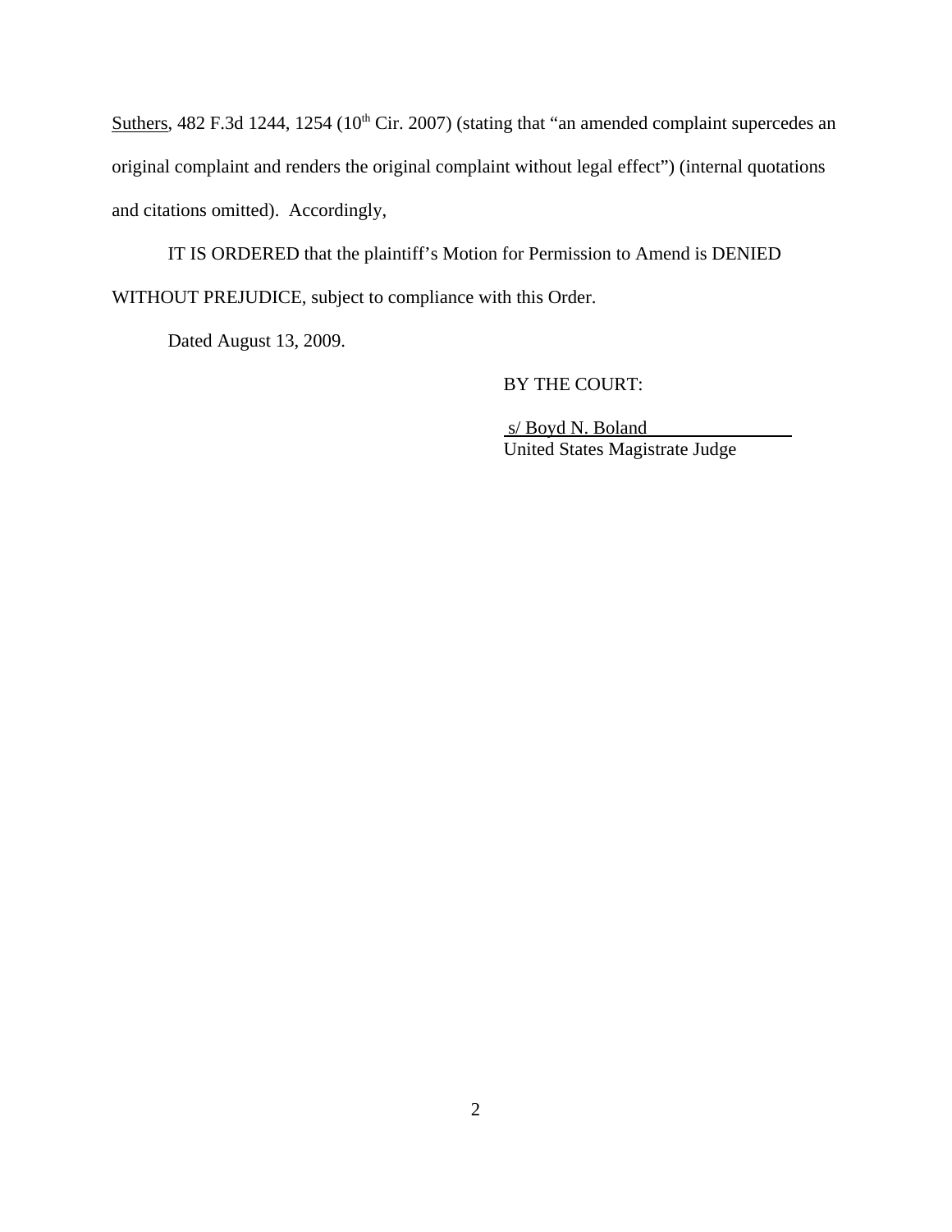Suthers, 482 F.3d 1244, 1254 (10th Cir. 2007) (stating that "an amended complaint supercedes an original complaint and renders the original complaint without legal effect") (internal quotations and citations omitted). Accordingly,

IT IS ORDERED that the plaintiff's Motion for Permission to Amend is DENIED WITHOUT PREJUDICE, subject to compliance with this Order.

Dated August 13, 2009.

BY THE COURT:

s/ Boyd N. Boland
United States Magistrate Judge